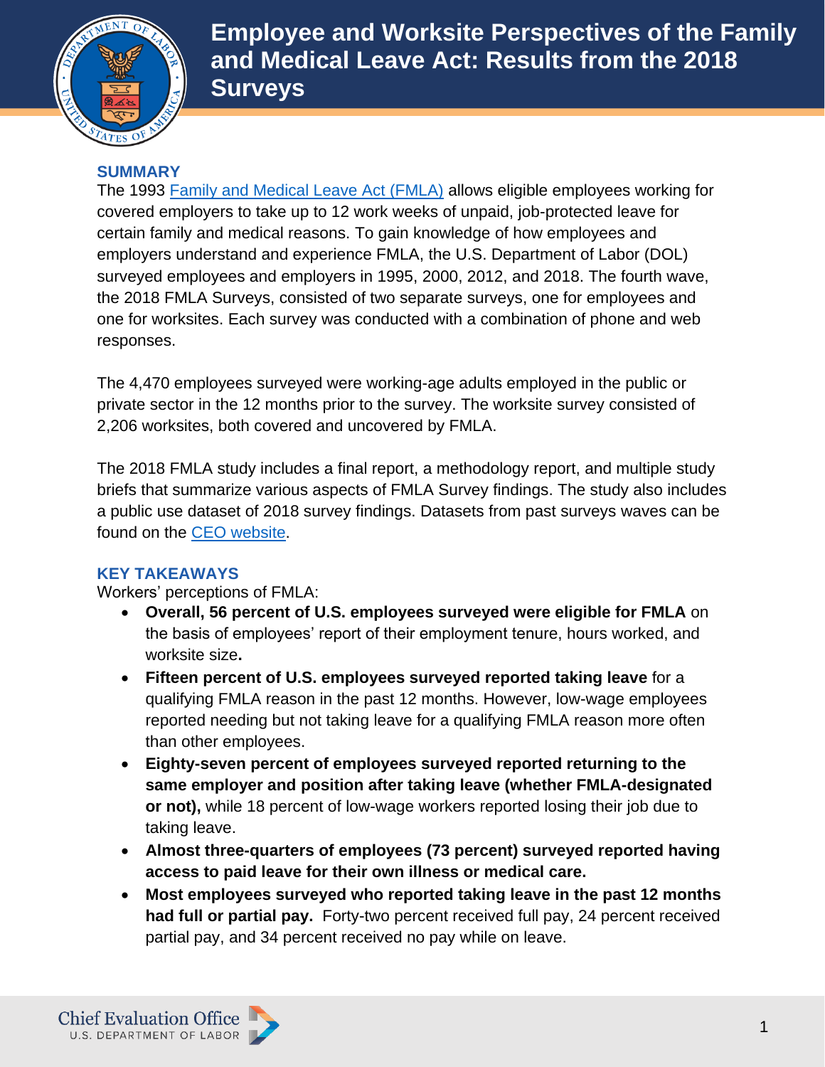# Employee and Worksite Perspectives of the Family and Medical Leave Act: Results from the 2018 Surveys

## SUMMARY

The 1993 Family and Medical Leave Act (FMLA) allows eligible employees working for covered employers to take up to 12 work weeks of unpaid, job-protected leave for certain family and medical reasons. To gain knowledge of how employees and employers understand and experience FMLA, the U.S. Department of Labor (DOL) surveyed employees and employers in 1995, 2000, 2012, and 2018. The fourth wave, the 2018 FMLA Surveys, consisted of two separate surveys, one for employees and one for worksites. Each survey was conducted with a combination of phone and web responses.

The 4,470 employees surveyed were working-age adults employed in the public or private sector in the 12 months prior to the survey. The worksite survey consisted of 2,206 worksites, both covered and uncovered by FMLA.

The 2018 FMLA study includes a final report, a methodology report, and multiple study briefs that summarize various aspects of FMLA Survey findings. The study also includes a public use dataset of 2018 survey findings. Datasets from past surveys waves can be found on the CEO website.

## KEY TAKEAWAYS

Workers' perceptions of FMLA:

- **Overall, 56 percent of U.S. employees surveyed were eligible for FMLA** on the basis of employees' report of their employment tenure, hours worked, and worksite size**.**
- **Fifteen percent of U.S. employees surveyed reported taking leave** for a qualifying FMLA reason in the past 12 months. However, low-wage employees reported needing but not taking leave for a qualifying FMLA reason more often than other employees.
- **Eighty-seven percent of employees surveyed reported returning to the same employer and position after taking leave (whether FMLA-designated or not),** while 18 percent of low-wage workers reported losing their job due to taking leave.
- **Almost three-quarters of employees (73 percent) surveyed reported having access to paid leave for their own illness or medical care.**
- **Most employees surveyed who reported taking leave in the past 12 months had full or partial pay.** Forty-two percent received full pay, 24 percent received partial pay, and 34 percent received no pay while on leave.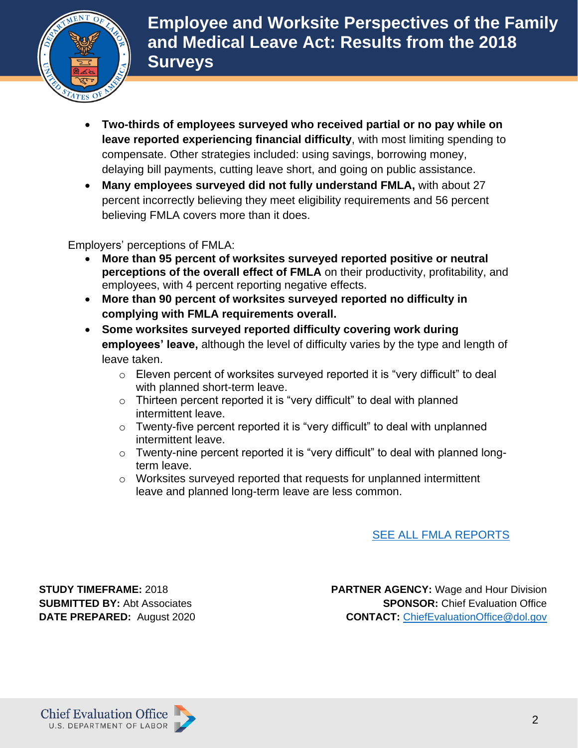# Employee and Worksite Perspectives of the Family and Medical Leave Act: Results from the 2018 Surveys

- **Two-thirds of employees surveyed who received partial or no pay while on leave reported experiencing financial difficulty**, with most limiting spending to compensate. Other strategies included: using savings, borrowing money, delaying bill payments, cutting leave short, and going on public assistance.
- **Many employees surveyed did not fully understand FMLA,** with about 27 percent incorrectly believing they meet eligibility requirements and 56 percent believing FMLA covers more than it does.

Employers' perceptions of FMLA:

- **More than 95 percent of worksites surveyed reported positive or neutral perceptions of the overall effect of FMLA** on their productivity, profitability, and employees, with 4 percent reporting negative effects.
- **More than 90 percent of worksites surveyed reported no difficulty in complying with FMLA requirements overall.**
- **Some worksites surveyed reported difficulty covering work during employees' leave,** although the level of difficulty varies by the type and length of leave taken.
  - Eleven percent of worksites surveyed reported it is "very difficult" to deal with planned short-term leave.
  - Thirteen percent reported it is "very difficult" to deal with planned intermittent leave.
  - Twenty-five percent reported it is "very difficult" to deal with unplanned intermittent leave.
  - Twenty-nine percent reported it is "very difficult" to deal with planned long-term leave.
  - Worksites surveyed reported that requests for unplanned intermittent leave and planned long-term leave are less common.

[SEE ALL FMLA REPORTS]

**STUDY TIMEFRAME:** 2018
**SUBMITTED BY:** Abt Associates
**DATE PREPARED:** August 2020

**PARTNER AGENCY:** Wage and Hour Division
**SPONSOR:** Chief Evaluation Office
**CONTACT:** ChiefEvaluationOffice@dol.gov

Chief Evaluation Office
U.S. DEPARTMENT OF LABOR